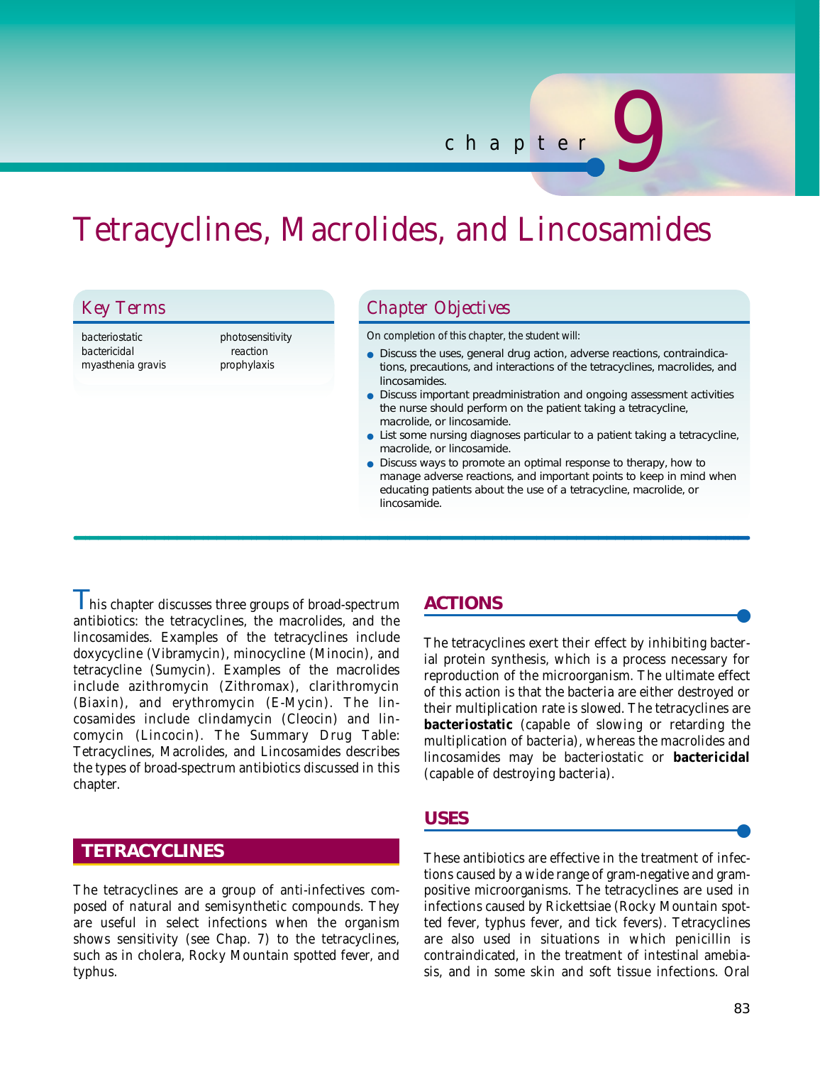chapter 9

# Tetracyclines, Macrolides, and Lincosamides

## Key Terms

bacteriostatic
bactericidal
myasthenia gravis
photosensitivity reaction
prophylaxis

## Chapter Objectives

On completion of this chapter, the student will:

- Discuss the uses, general drug action, adverse reactions, contraindications, precautions, and interactions of the tetracyclines, macrolides, and lincosamides.
- Discuss important preadministration and ongoing assessment activities the nurse should perform on the patient taking a tetracycline, macrolide, or lincosamide.
- List some nursing diagnoses particular to a patient taking a tetracycline, macrolide, or lincosamide.
- Discuss ways to promote an optimal response to therapy, how to manage adverse reactions, and important points to keep in mind when educating patients about the use of a tetracycline, macrolide, or lincosamide.

This chapter discusses three groups of broad-spectrum antibiotics: the tetracyclines, the macrolides, and the lincosamides. Examples of the tetracyclines include doxycycline (Vibramycin), minocycline (Minocin), and tetracycline (Sumycin). Examples of the macrolides include azithromycin (Zithromax), clarithromycin (Biaxin), and erythromycin (E-Mycin). The lincosamides include clindamycin (Cleocin) and lincomycin (Lincocin). The Summary Drug Table: Tetracyclines, Macrolides, and Lincosamides describes the types of broad-spectrum antibiotics discussed in this chapter.

## TETRACYCLINES

The tetracyclines are a group of anti-infectives composed of natural and semisynthetic compounds. They are useful in select infections when the organism shows sensitivity (see Chap. 7) to the tetracyclines, such as in cholera, Rocky Mountain spotted fever, and typhus.

### ACTIONS

The tetracyclines exert their effect by inhibiting bacterial protein synthesis, which is a process necessary for reproduction of the microorganism. The ultimate effect of this action is that the bacteria are either destroyed or their multiplication rate is slowed. The tetracyclines are **bacteriostatic** (capable of slowing or retarding the multiplication of bacteria), whereas the macrolides and lincosamides may be bacteriostatic or **bactericidal** (capable of destroying bacteria).

### USES

These antibiotics are effective in the treatment of infections caused by a wide range of gram-negative and gram-positive microorganisms. The tetracyclines are used in infections caused by Rickettsiae (Rocky Mountain spotted fever, typhus fever, and tick fevers). Tetracyclines are also used in situations in which penicillin is contraindicated, in the treatment of intestinal amebiasis, and in some skin and soft tissue infections. Oral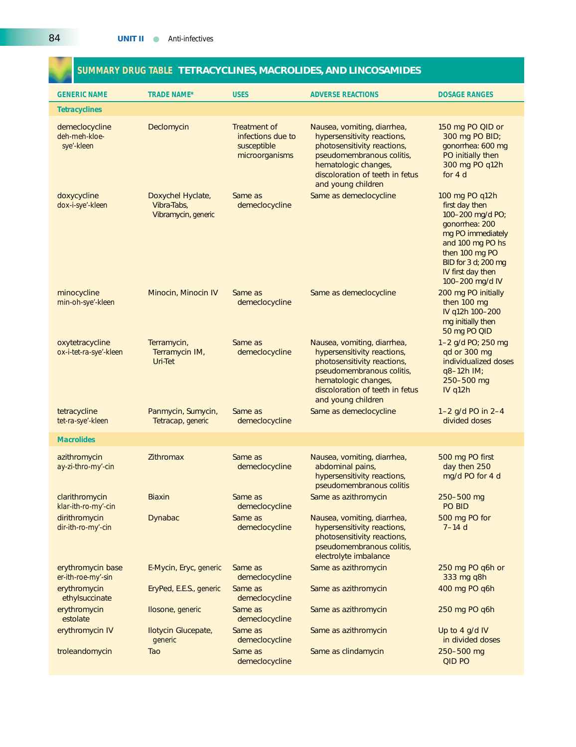## SUMMARY DRUG TABLE TETRACYCLINES, MACROLIDES, AND LINCOSAMIDES

| GENERIC NAME | TRADE NAME* | USES | ADVERSE REACTIONS | DOSAGE RANGES |
|---|---|---|---|---|
| **Tetracyclines** | | | | |
| demeclocycline deh-meh-kloe-sye'-kleen | Declomycin | Treatment of infections due to susceptible microorganisms | Nausea, vomiting, diarrhea, hypersensitivity reactions, photosensitivity reactions, pseudomembranous colitis, hematologic changes, discoloration of teeth in fetus and young children | 150 mg PO QID or 300 mg PO BID; gonorrhea: 600 mg PO initially then 300 mg PO q12h for 4 d |
| doxycycline dox-i-sye'-kleen | Doxychel Hyclate, Vibra-Tabs, Vibramycin, generic | Same as demeclocycline | Same as demeclocycline | 100 mg PO q12h first day then 100–200 mg/d PO; gonorrhea: 200 mg PO immediately and 100 mg PO hs then 100 mg PO BID for 3 d; 200 mg IV first day then 100–200 mg/d IV |
| minocycline min-oh-sye'-kleen | Minocin, Minocin IV | Same as demeclocycline | Same as demeclocycline | 200 mg PO initially then 100 mg IV q12h 100–200 mg initially then 50 mg PO QID |
| oxytetracycline ox-i-tet-ra-sye'-kleen | Terramycin, Terramycin IM, Uri-Tet | Same as demeclocycline | Nausea, vomiting, diarrhea, hypersensitivity reactions, photosensitivity reactions, pseudomembranous colitis, hematologic changes, discoloration of teeth in fetus and young children | 1–2 g/d PO; 250 mg qd or 300 mg individualized doses q8–12h IM; 250–500 mg IV q12h |
| tetracycline tet-ra-sye'-kleen | Panmycin, Sumycin, Tetracap, generic | Same as demeclocycline | Same as demeclocycline | 1–2 g/d PO in 2–4 divided doses |
| **Macrolides** | | | | |
| azithromycin ay-zi-thro-my'-cin | Zithromax | Same as demeclocycline | Nausea, vomiting, diarrhea, abdominal pains, hypersensitivity reactions, pseudomembranous colitis | 500 mg PO first day then 250 mg/d PO for 4 d |
| clarithromycin klar-ith-ro-my'-cin | Biaxin | Same as demeclocycline | Same as azithromycin | 250–500 mg PO BID |
| dirithromycin dir-ith-ro-my'-cin | Dynabac | Same as demeclocycline | Nausea, vomiting, diarrhea, hypersensitivity reactions, photosensitivity reactions, pseudomembranous colitis, electrolyte imbalance | 500 mg PO for 7–14 d |
| erythromycin base er-ith-roe-my'-sin | E-Mycin, Eryc, generic | Same as demeclocycline | Same as azithromycin | 250 mg PO q6h or 333 mg q8h |
| erythromycin ethylsuccinate | EryPed, E.E.S., generic | Same as demeclocycline | Same as azithromycin | 400 mg PO q6h |
| erythromycin estolate | Ilosone, generic | Same as demeclocycline | Same as azithromycin | 250 mg PO q6h |
| erythromycin IV | Ilotycin Glucepate, generic | Same as demeclocycline | Same as azithromycin | Up to 4 g/d IV in divided doses |
| troleandomycin | Tao | Same as demeclocycline | Same as clindamycin | 250–500 mg QID PO |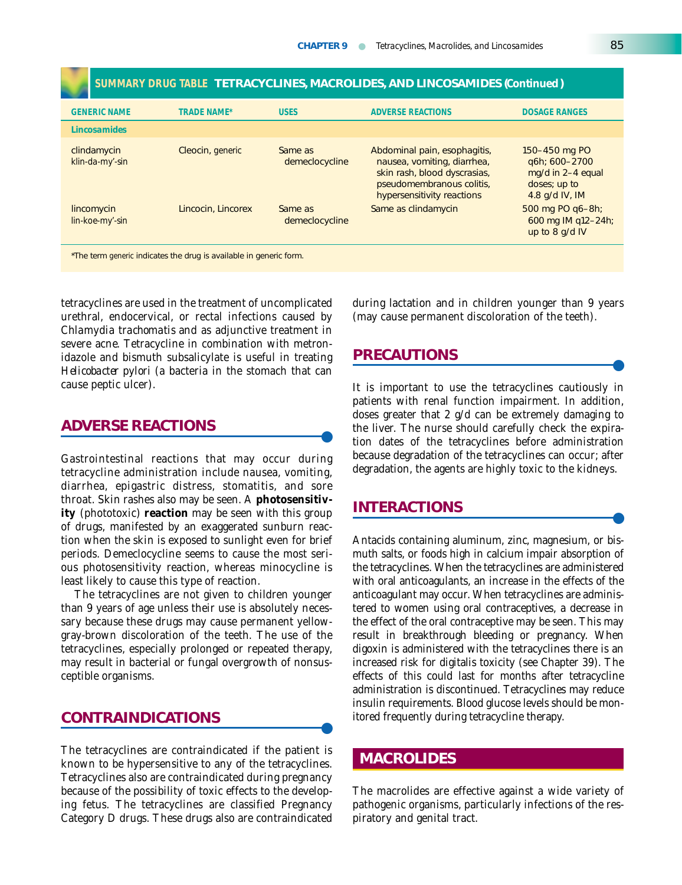## SUMMARY DRUG TABLE TETRACYCLINES, MACROLIDES, AND LINCOSAMIDES (Continued)

| GENERIC NAME | TRADE NAME* | USES | ADVERSE REACTIONS | DOSAGE RANGES |
|---|---|---|---|---|
| **Lincosamides** | | | | |
| clindamycin klin-da-my'-sin | Cleocin, generic | Same as demeclocycline | Abdominal pain, esophagitis, nausea, vomiting, diarrhea, skin rash, blood dyscrasias, pseudomembranous colitis, hypersensitivity reactions | 150–450 mg PO q6h; 600–2700 mg/d in 2–4 equal doses; up to 4.8 g/d IV, IM |
| lincomycin lin-koe-my'-sin | Lincocin, Lincorex | Same as demeclocycline | Same as clindamycin | 500 mg PO q6–8h; 600 mg IM q12–24h; up to 8 g/d IV |

*The term *generic* indicates the drug is available in generic form.

tetracyclines are used in the treatment of uncomplicated urethral, endocervical, or rectal infections caused by *Chlamydia trachomatis* and as adjunctive treatment in severe acne. Tetracycline in combination with metronidazole and bismuth subsalicylate is useful in treating *Helicobacter pylori* (a bacteria in the stomach that can cause peptic ulcer).

## ADVERSE REACTIONS

Gastrointestinal reactions that may occur during tetracycline administration include nausea, vomiting, diarrhea, epigastric distress, stomatitis, and sore throat. Skin rashes also may be seen. A **photosensitivity** (phototoxic) **reaction** may be seen with this group of drugs, manifested by an exaggerated sunburn reaction when the skin is exposed to sunlight even for brief periods. Demeclocycline seems to cause the most serious photosensitivity reaction, whereas minocycline is least likely to cause this type of reaction.

The tetracyclines are not given to children younger than 9 years of age unless their use is absolutely necessary because these drugs may cause permanent yellow-gray-brown discoloration of the teeth. The use of the tetracyclines, especially prolonged or repeated therapy, may result in bacterial or fungal overgrowth of nonsusceptible organisms.

## CONTRAINDICATIONS

The tetracyclines are contraindicated if the patient is known to be hypersensitive to any of the tetracyclines. Tetracyclines also are contraindicated during pregnancy because of the possibility of toxic effects to the developing fetus. The tetracyclines are classified Pregnancy Category D drugs. These drugs also are contraindicated during lactation and in children younger than 9 years (may cause permanent discoloration of the teeth).

## PRECAUTIONS

It is important to use the tetracyclines cautiously in patients with renal function impairment. In addition, doses greater that 2 g/d can be extremely damaging to the liver. The nurse should carefully check the expiration dates of the tetracyclines before administration because degradation of the tetracyclines can occur; after degradation, the agents are highly toxic to the kidneys.

## INTERACTIONS

Antacids containing aluminum, zinc, magnesium, or bismuth salts, or foods high in calcium impair absorption of the tetracyclines. When the tetracyclines are administered with oral anticoagulants, an increase in the effects of the anticoagulant may occur. When tetracyclines are administered to women using oral contraceptives, a decrease in the effect of the oral contraceptive may be seen. This may result in breakthrough bleeding or pregnancy. When digoxin is administered with the tetracyclines there is an increased risk for digitalis toxicity (see Chapter 39). The effects of this could last for months after tetracycline administration is discontinued. Tetracyclines may reduce insulin requirements. Blood glucose levels should be monitored frequently during tetracycline therapy.

# MACROLIDES

The macrolides are effective against a wide variety of pathogenic organisms, particularly infections of the respiratory and genital tract.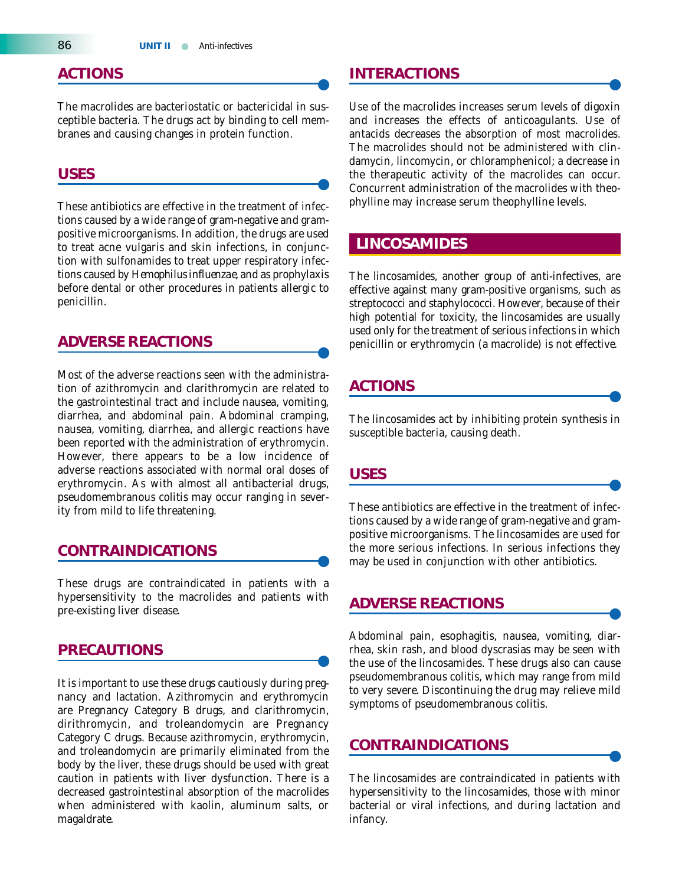## ACTIONS

The macrolides are bacteriostatic or bactericidal in susceptible bacteria. The drugs act by binding to cell membranes and causing changes in protein function.

## USES

These antibiotics are effective in the treatment of infections caused by a wide range of gram-negative and gram-positive microorganisms. In addition, the drugs are used to treat acne vulgaris and skin infections, in conjunction with sulfonamides to treat upper respiratory infections caused by *Hemophilus influenzae*, and as prophylaxis before dental or other procedures in patients allergic to penicillin.

## ADVERSE REACTIONS

Most of the adverse reactions seen with the administration of azithromycin and clarithromycin are related to the gastrointestinal tract and include nausea, vomiting, diarrhea, and abdominal pain. Abdominal cramping, nausea, vomiting, diarrhea, and allergic reactions have been reported with the administration of erythromycin. However, there appears to be a low incidence of adverse reactions associated with normal oral doses of erythromycin. As with almost all antibacterial drugs, pseudomembranous colitis may occur ranging in severity from mild to life threatening.

## CONTRAINDICATIONS

These drugs are contraindicated in patients with a hypersensitivity to the macrolides and patients with pre-existing liver disease.

## PRECAUTIONS

It is important to use these drugs cautiously during pregnancy and lactation. Azithromycin and erythromycin are Pregnancy Category B drugs, and clarithromycin, dirithromycin, and troleandomycin are Pregnancy Category C drugs. Because azithromycin, erythromycin, and troleandomycin are primarily eliminated from the body by the liver, these drugs should be used with great caution in patients with liver dysfunction. There is a decreased gastrointestinal absorption of the macrolides when administered with kaolin, aluminum salts, or magaldrate.

## INTERACTIONS

Use of the macrolides increases serum levels of digoxin and increases the effects of anticoagulants. Use of antacids decreases the absorption of most macrolides. The macrolides should not be administered with clindamycin, lincomycin, or chloramphenicol; a decrease in the therapeutic activity of the macrolides can occur. Concurrent administration of the macrolides with theophylline may increase serum theophylline levels.

# LINCOSAMIDES

The lincosamides, another group of anti-infectives, are effective against many gram-positive organisms, such as streptococci and staphylococci. However, because of their high potential for toxicity, the lincosamides are usually used only for the treatment of serious infections in which penicillin or erythromycin (a macrolide) is not effective.

## ACTIONS

The lincosamides act by inhibiting protein synthesis in susceptible bacteria, causing death.

## USES

These antibiotics are effective in the treatment of infections caused by a wide range of gram-negative and gram-positive microorganisms. The lincosamides are used for the more serious infections. In serious infections they may be used in conjunction with other antibiotics.

## ADVERSE REACTIONS

Abdominal pain, esophagitis, nausea, vomiting, diarrhea, skin rash, and blood dyscrasias may be seen with the use of the lincosamides. These drugs also can cause pseudomembranous colitis, which may range from mild to very severe. Discontinuing the drug may relieve mild symptoms of pseudomembranous colitis.

## CONTRAINDICATIONS

The lincosamides are contraindicated in patients with hypersensitivity to the lincosamides, those with minor bacterial or viral infections, and during lactation and infancy.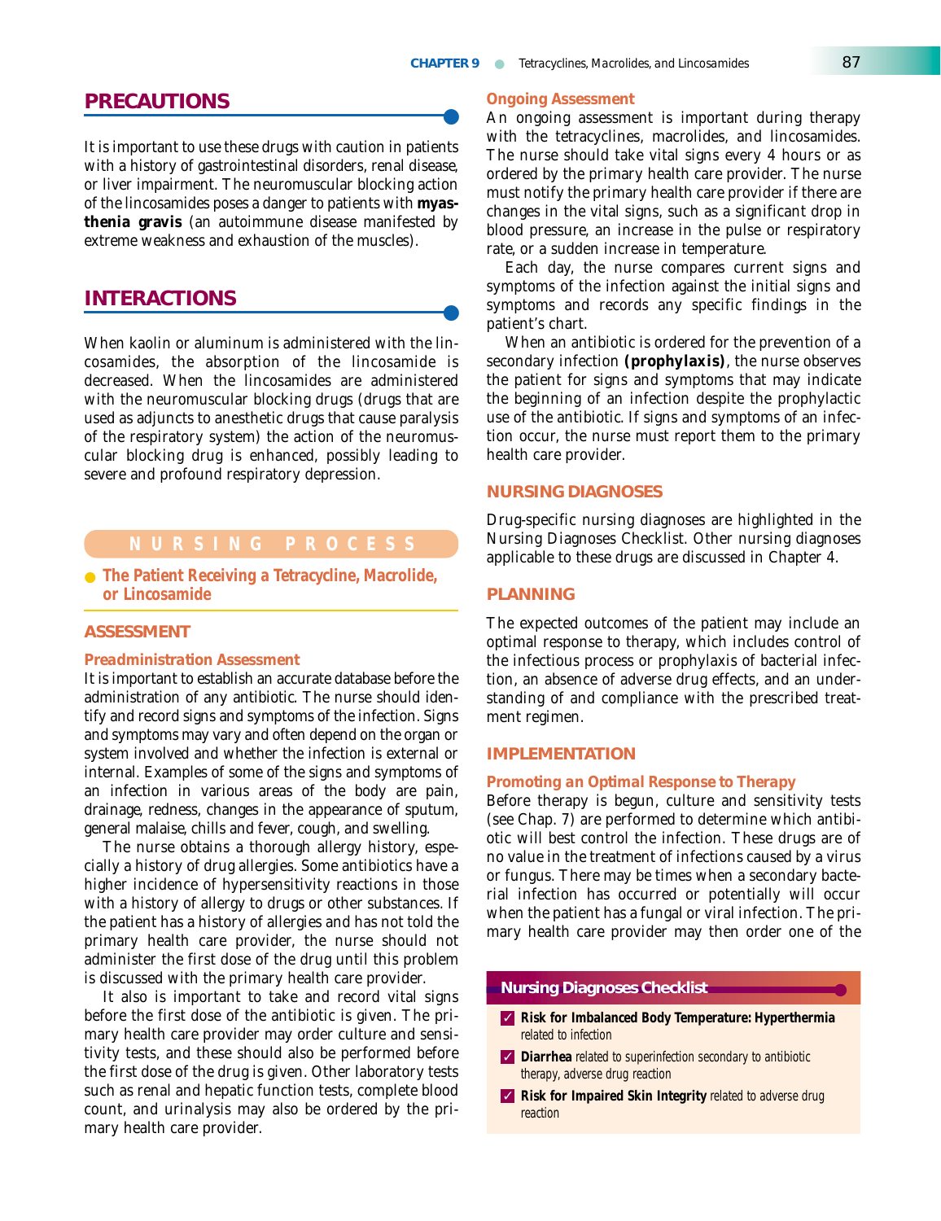## PRECAUTIONS

It is important to use these drugs with caution in patients with a history of gastrointestinal disorders, renal disease, or liver impairment. The neuromuscular blocking action of the lincosamides poses a danger to patients with **myasthenia gravis** (an autoimmune disease manifested by extreme weakness and exhaustion of the muscles).

## INTERACTIONS

When kaolin or aluminum is administered with the lincosamides, the absorption of the lincosamide is decreased. When the lincosamides are administered with the neuromuscular blocking drugs (drugs that are used as adjuncts to anesthetic drugs that cause paralysis of the respiratory system) the action of the neuromuscular blocking drug is enhanced, possibly leading to severe and profound respiratory depression.

## NURSING PROCESS

### The Patient Receiving a Tetracycline, Macrolide, or Lincosamide

### ASSESSMENT

#### Preadministration Assessment

It is important to establish an accurate database before the administration of any antibiotic. The nurse should identify and record signs and symptoms of the infection. Signs and symptoms may vary and often depend on the organ or system involved and whether the infection is external or internal. Examples of some of the signs and symptoms of an infection in various areas of the body are pain, drainage, redness, changes in the appearance of sputum, general malaise, chills and fever, cough, and swelling.

The nurse obtains a thorough allergy history, especially a history of drug allergies. Some antibiotics have a higher incidence of hypersensitivity reactions in those with a history of allergy to drugs or other substances. If the patient has a history of allergies and has not told the primary health care provider, the nurse should not administer the first dose of the drug until this problem is discussed with the primary health care provider.

It also is important to take and record vital signs before the first dose of the antibiotic is given. The primary health care provider may order culture and sensitivity tests, and these should also be performed before the first dose of the drug is given. Other laboratory tests such as renal and hepatic function tests, complete blood count, and urinalysis may also be ordered by the primary health care provider.

#### Ongoing Assessment

An ongoing assessment is important during therapy with the tetracyclines, macrolides, and lincosamides. The nurse should take vital signs every 4 hours or as ordered by the primary health care provider. The nurse must notify the primary health care provider if there are changes in the vital signs, such as a significant drop in blood pressure, an increase in the pulse or respiratory rate, or a sudden increase in temperature.

Each day, the nurse compares current signs and symptoms of the infection against the initial signs and symptoms and records any specific findings in the patient's chart.

When an antibiotic is ordered for the prevention of a secondary infection **(prophylaxis)**, the nurse observes the patient for signs and symptoms that may indicate the beginning of an infection despite the prophylactic use of the antibiotic. If signs and symptoms of an infection occur, the nurse must report them to the primary health care provider.

### NURSING DIAGNOSES

Drug-specific nursing diagnoses are highlighted in the Nursing Diagnoses Checklist. Other nursing diagnoses applicable to these drugs are discussed in Chapter 4.

> **Nursing Diagnoses Checklist**
>
> ✓ **Risk for Imbalanced Body Temperature: Hyperthermia** related to infection
>
> ✓ **Diarrhea** related to superinfection secondary to antibiotic therapy, adverse drug reaction
>
> ✓ **Risk for Impaired Skin Integrity** related to adverse drug reaction

### PLANNING

The expected outcomes of the patient may include an optimal response to therapy, which includes control of the infectious process or prophylaxis of bacterial infection, an absence of adverse drug effects, and an understanding of and compliance with the prescribed treatment regimen.

### IMPLEMENTATION

#### Promoting an Optimal Response to Therapy

Before therapy is begun, culture and sensitivity tests (see Chap. 7) are performed to determine which antibiotic will best control the infection. These drugs are of no value in the treatment of infections caused by a virus or fungus. There may be times when a secondary bacterial infection has occurred or potentially will occur when the patient has a fungal or viral infection. The primary health care provider may then order one of the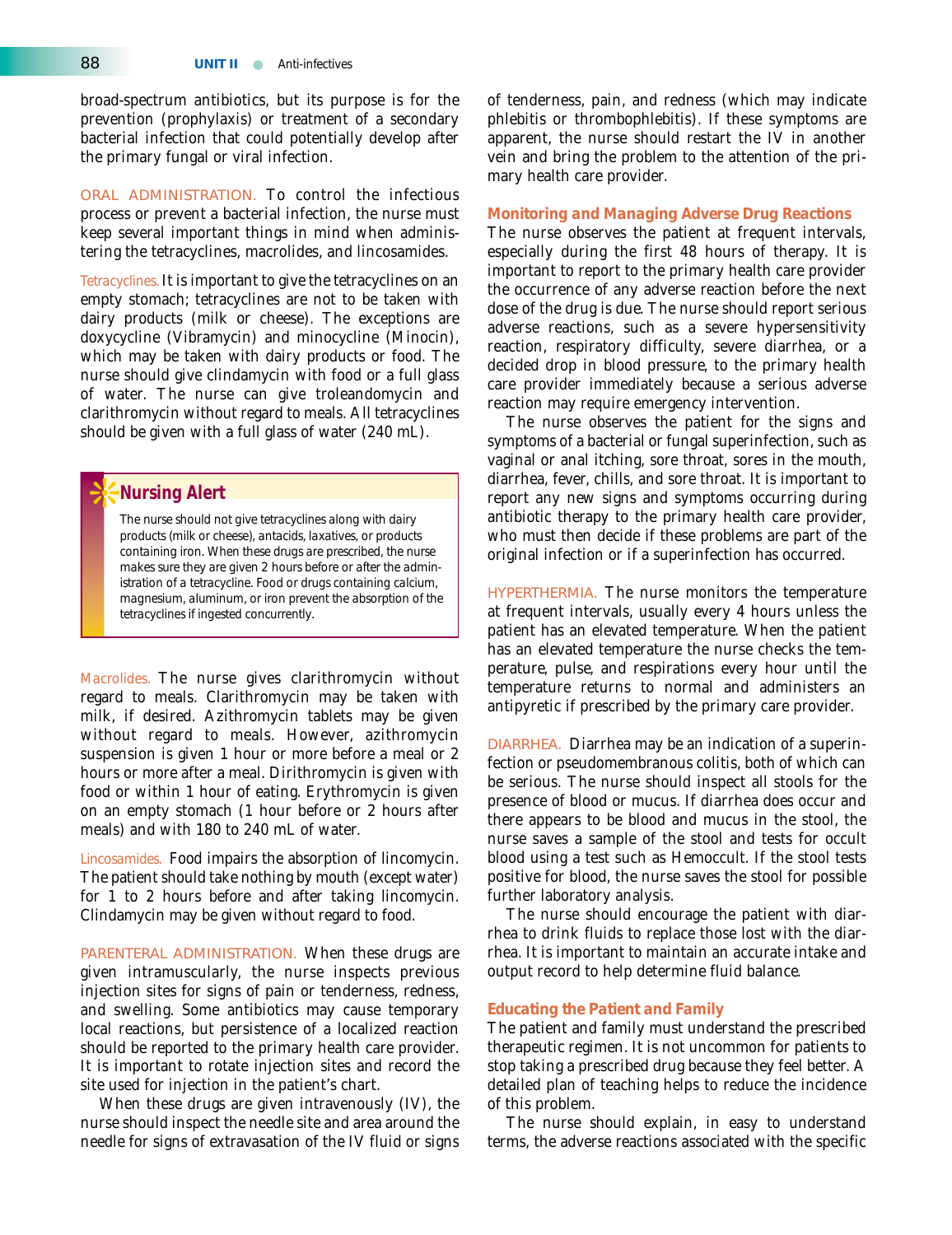broad-spectrum antibiotics, but its purpose is for the prevention (prophylaxis) or treatment of a secondary bacterial infection that could potentially develop after the primary fungal or viral infection.

ORAL ADMINISTRATION. To control the infectious process or prevent a bacterial infection, the nurse must keep several important things in mind when administering the tetracyclines, macrolides, and lincosamides.

Tetracyclines. It is important to give the tetracyclines on an empty stomach; tetracyclines are not to be taken with dairy products (milk or cheese). The exceptions are doxycycline (Vibramycin) and minocycline (Minocin), which may be taken with dairy products or food. The nurse should give clindamycin with food or a full glass of water. The nurse can give troleandomycin and clarithromycin without regard to meals. All tetracyclines should be given with a full glass of water (240 mL).

> **Nursing Alert**
>
> The nurse should not give tetracyclines along with dairy products (milk or cheese), antacids, laxatives, or products containing iron. When these drugs are prescribed, the nurse makes sure they are given 2 hours before or after the administration of a tetracycline. Food or drugs containing calcium, magnesium, aluminum, or iron prevent the absorption of the tetracyclines if ingested concurrently.

Macrolides. The nurse gives clarithromycin without regard to meals. Clarithromycin may be taken with milk, if desired. Azithromycin tablets may be given without regard to meals. However, azithromycin suspension is given 1 hour or more before a meal or 2 hours or more after a meal. Dirithromycin is given with food or within 1 hour of eating. Erythromycin is given on an empty stomach (1 hour before or 2 hours after meals) and with 180 to 240 mL of water.

Lincosamides. Food impairs the absorption of lincomycin. The patient should take nothing by mouth (except water) for 1 to 2 hours before and after taking lincomycin. Clindamycin may be given without regard to food.

PARENTERAL ADMINISTRATION. When these drugs are given intramuscularly, the nurse inspects previous injection sites for signs of pain or tenderness, redness, and swelling. Some antibiotics may cause temporary local reactions, but persistence of a localized reaction should be reported to the primary health care provider. It is important to rotate injection sites and record the site used for injection in the patient's chart.

When these drugs are given intravenously (IV), the nurse should inspect the needle site and area around the needle for signs of extravasation of the IV fluid or signs of tenderness, pain, and redness (which may indicate phlebitis or thrombophlebitis). If these symptoms are apparent, the nurse should restart the IV in another vein and bring the problem to the attention of the primary health care provider.

### Monitoring and Managing Adverse Drug Reactions

The nurse observes the patient at frequent intervals, especially during the first 48 hours of therapy. It is important to report to the primary health care provider the occurrence of any adverse reaction before the next dose of the drug is due. The nurse should report serious adverse reactions, such as a severe hypersensitivity reaction, respiratory difficulty, severe diarrhea, or a decided drop in blood pressure, to the primary health care provider immediately because a serious adverse reaction may require emergency intervention.

The nurse observes the patient for the signs and symptoms of a bacterial or fungal superinfection, such as vaginal or anal itching, sore throat, sores in the mouth, diarrhea, fever, chills, and sore throat. It is important to report any new signs and symptoms occurring during antibiotic therapy to the primary health care provider, who must then decide if these problems are part of the original infection or if a superinfection has occurred.

HYPERTHERMIA. The nurse monitors the temperature at frequent intervals, usually every 4 hours unless the patient has an elevated temperature. When the patient has an elevated temperature the nurse checks the temperature, pulse, and respirations every hour until the temperature returns to normal and administers an antipyretic if prescribed by the primary care provider.

DIARRHEA. Diarrhea may be an indication of a superinfection or pseudomembranous colitis, both of which can be serious. The nurse should inspect all stools for the presence of blood or mucus. If diarrhea does occur and there appears to be blood and mucus in the stool, the nurse saves a sample of the stool and tests for occult blood using a test such as Hemoccult. If the stool tests positive for blood, the nurse saves the stool for possible further laboratory analysis.

The nurse should encourage the patient with diarrhea to drink fluids to replace those lost with the diarrhea. It is important to maintain an accurate intake and output record to help determine fluid balance.

### Educating the Patient and Family

The patient and family must understand the prescribed therapeutic regimen. It is not uncommon for patients to stop taking a prescribed drug because they feel better. A detailed plan of teaching helps to reduce the incidence of this problem.

The nurse should explain, in easy to understand terms, the adverse reactions associated with the specific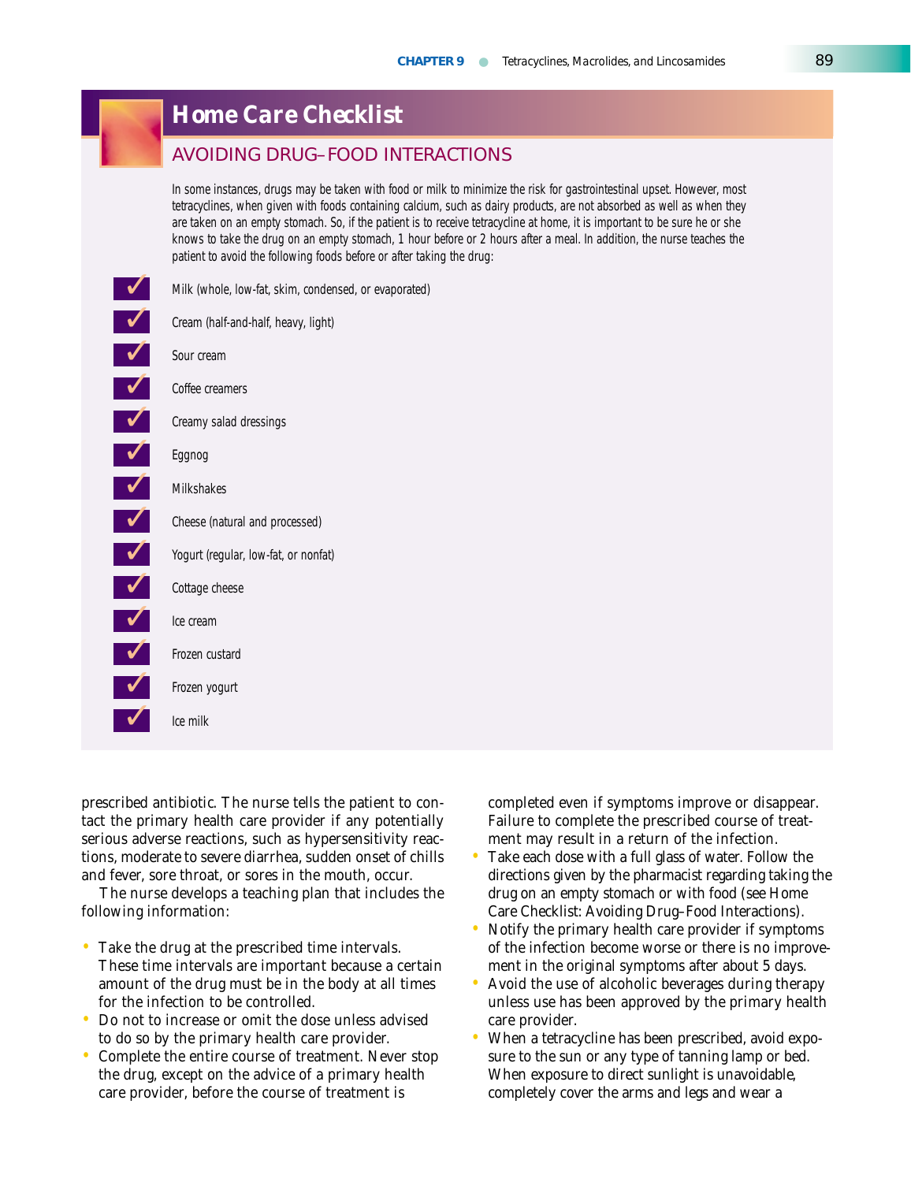## Home Care Checklist

### AVOIDING DRUG–FOOD INTERACTIONS

*In some instances, drugs may be taken with food or milk to minimize the risk for gastrointestinal upset. However, most tetracyclines, when given with foods containing calcium, such as dairy products, are not absorbed as well as when they are taken on an empty stomach. So, if the patient is to receive tetracycline at home, it is important to be sure he or she knows to take the drug on an empty stomach, 1 hour before or 2 hours after a meal. In addition, the nurse teaches the patient to avoid the following foods before or after taking the drug:*

- ✓ Milk (whole, low-fat, skim, condensed, or evaporated)
- ✓ Cream (half-and-half, heavy, light)
- ✓ Sour cream
- ✓ Coffee creamers
- ✓ Creamy salad dressings
- ✓ Eggnog
- ✓ Milkshakes
- ✓ Cheese (natural and processed)
- ✓ Yogurt (regular, low-fat, or nonfat)
- ✓ Cottage cheese
- ✓ Ice cream
- ✓ Frozen custard
- ✓ Frozen yogurt
- ✓ Ice milk

prescribed antibiotic. The nurse tells the patient to contact the primary health care provider if any potentially serious adverse reactions, such as hypersensitivity reactions, moderate to severe diarrhea, sudden onset of chills and fever, sore throat, or sores in the mouth, occur.

The nurse develops a teaching plan that includes the following information:

- Take the drug at the prescribed time intervals. These time intervals are important because a certain amount of the drug must be in the body at all times for the infection to be controlled.
- Do not to increase or omit the dose unless advised to do so by the primary health care provider.
- Complete the entire course of treatment. Never stop the drug, except on the advice of a primary health care provider, before the course of treatment is completed even if symptoms improve or disappear. Failure to complete the prescribed course of treatment may result in a return of the infection.
- Take each dose with a full glass of water. Follow the directions given by the pharmacist regarding taking the drug on an empty stomach or with food (see Home Care Checklist: Avoiding Drug–Food Interactions).
- Notify the primary health care provider if symptoms of the infection become worse or there is no improvement in the original symptoms after about 5 days.
- Avoid the use of alcoholic beverages during therapy unless use has been approved by the primary health care provider.
- When a tetracycline has been prescribed, avoid exposure to the sun or any type of tanning lamp or bed. When exposure to direct sunlight is unavoidable, completely cover the arms and legs and wear a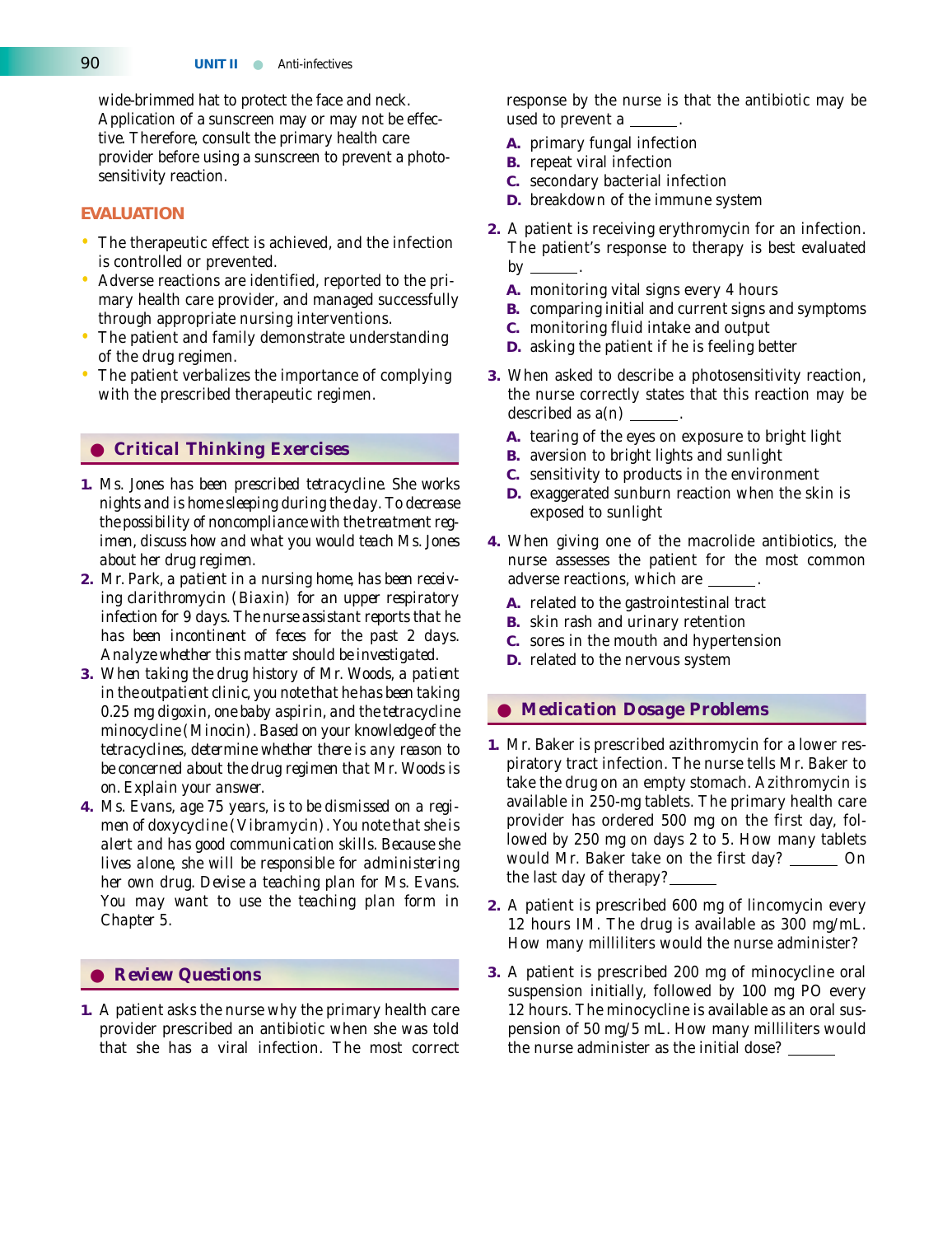wide-brimmed hat to protect the face and neck. Application of a sunscreen may or may not be effective. Therefore, consult the primary health care provider before using a sunscreen to prevent a photosensitivity reaction.

## EVALUATION

- The therapeutic effect is achieved, and the infection is controlled or prevented.
- Adverse reactions are identified, reported to the primary health care provider, and managed successfully through appropriate nursing interventions.
- The patient and family demonstrate understanding of the drug regimen.
- The patient verbalizes the importance of complying with the prescribed therapeutic regimen.

## Critical Thinking Exercises

1. *Ms. Jones has been prescribed tetracycline. She works nights and is home sleeping during the day. To decrease the possibility of noncompliance with the treatment regimen, discuss how and what you would teach Ms. Jones about her drug regimen.*
2. *Mr. Park, a patient in a nursing home, has been receiving clarithromycin (Biaxin) for an upper respiratory infection for 9 days. The nurse assistant reports that he has been incontinent of feces for the past 2 days. Analyze whether this matter should be investigated.*
3. *When taking the drug history of Mr. Woods, a patient in the outpatient clinic, you note that he has been taking 0.25 mg digoxin, one baby aspirin, and the tetracycline minocycline (Minocin). Based on your knowledge of the tetracyclines, determine whether there is any reason to be concerned about the drug regimen that Mr. Woods is on. Explain your answer.*
4. *Ms. Evans, age 75 years, is to be dismissed on a regimen of doxycycline (Vibramycin). You note that she is alert and has good communication skills. Because she lives alone, she will be responsible for administering her own drug. Devise a teaching plan for Ms. Evans. You may want to use the teaching plan form in Chapter 5.*

## Review Questions

1. A patient asks the nurse why the primary health care provider prescribed an antibiotic when she was told that she has a viral infection. The most correct response by the nurse is that the antibiotic may be used to prevent a ______.
   - **A.** primary fungal infection
   - **B.** repeat viral infection
   - **C.** secondary bacterial infection
   - **D.** breakdown of the immune system
2. A patient is receiving erythromycin for an infection. The patient's response to therapy is best evaluated by ______.
   - **A.** monitoring vital signs every 4 hours
   - **B.** comparing initial and current signs and symptoms
   - **C.** monitoring fluid intake and output
   - **D.** asking the patient if he is feeling better
3. When asked to describe a photosensitivity reaction, the nurse correctly states that this reaction may be described as a(n) ______.
   - **A.** tearing of the eyes on exposure to bright light
   - **B.** aversion to bright lights and sunlight
   - **C.** sensitivity to products in the environment
   - **D.** exaggerated sunburn reaction when the skin is exposed to sunlight
4. When giving one of the macrolide antibiotics, the nurse assesses the patient for the most common adverse reactions, which are ______.
   - **A.** related to the gastrointestinal tract
   - **B.** skin rash and urinary retention
   - **C.** sores in the mouth and hypertension
   - **D.** related to the nervous system

## Medication Dosage Problems

1. Mr. Baker is prescribed azithromycin for a lower respiratory tract infection. The nurse tells Mr. Baker to take the drug on an empty stomach. Azithromycin is available in 250-mg tablets. The primary health care provider has ordered 500 mg on the first day, followed by 250 mg on days 2 to 5. How many tablets would Mr. Baker take on the first day? ______ On the last day of therapy? ______
2. A patient is prescribed 600 mg of lincomycin every 12 hours IM. The drug is available as 300 mg/mL. How many milliliters would the nurse administer?
3. A patient is prescribed 200 mg of minocycline oral suspension initially, followed by 100 mg PO every 12 hours. The minocycline is available as an oral suspension of 50 mg/5 mL. How many milliliters would the nurse administer as the initial dose? ______